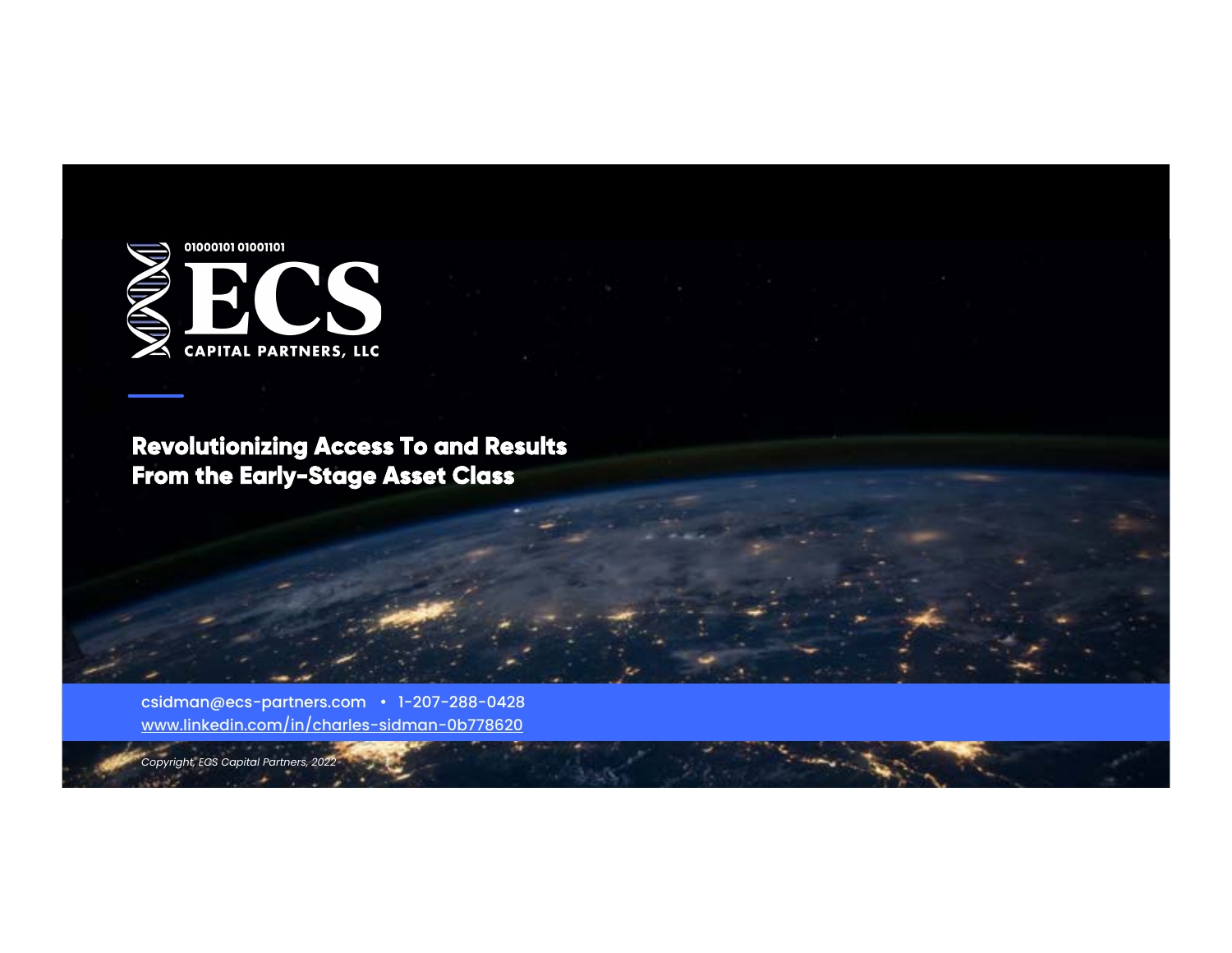01000101 01001101

# ECS

CAPITAL PARTNERS, LLC

## Revolutionizing Access To and Results From the Early-Stage Asset Class

csidman@ecs-partners.com • 1-207-288-0428
www.linkedin.com/in/charles-sidman-0b778620

*Copyright, EQS Capital Partners, 2022*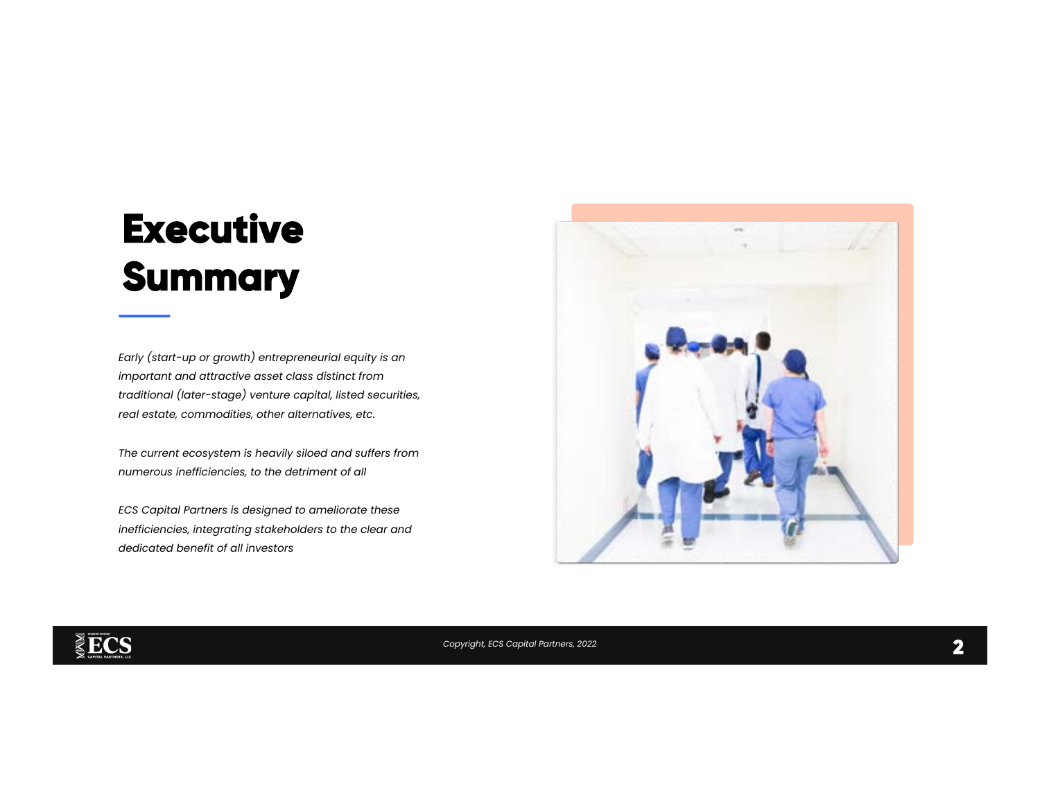# Executive Summary

*Early (start-up or growth) entrepreneurial equity is an important and attractive asset class distinct from traditional (later-stage) venture capital, listed securities, real estate, commodities, other alternatives, etc.*

*The current ecosystem is heavily siloed and suffers from numerous inefficiencies, to the detriment of all*

*ECS Capital Partners is designed to ameliorate these inefficiencies, integrating stakeholders to the clear and dedicated benefit of all investors*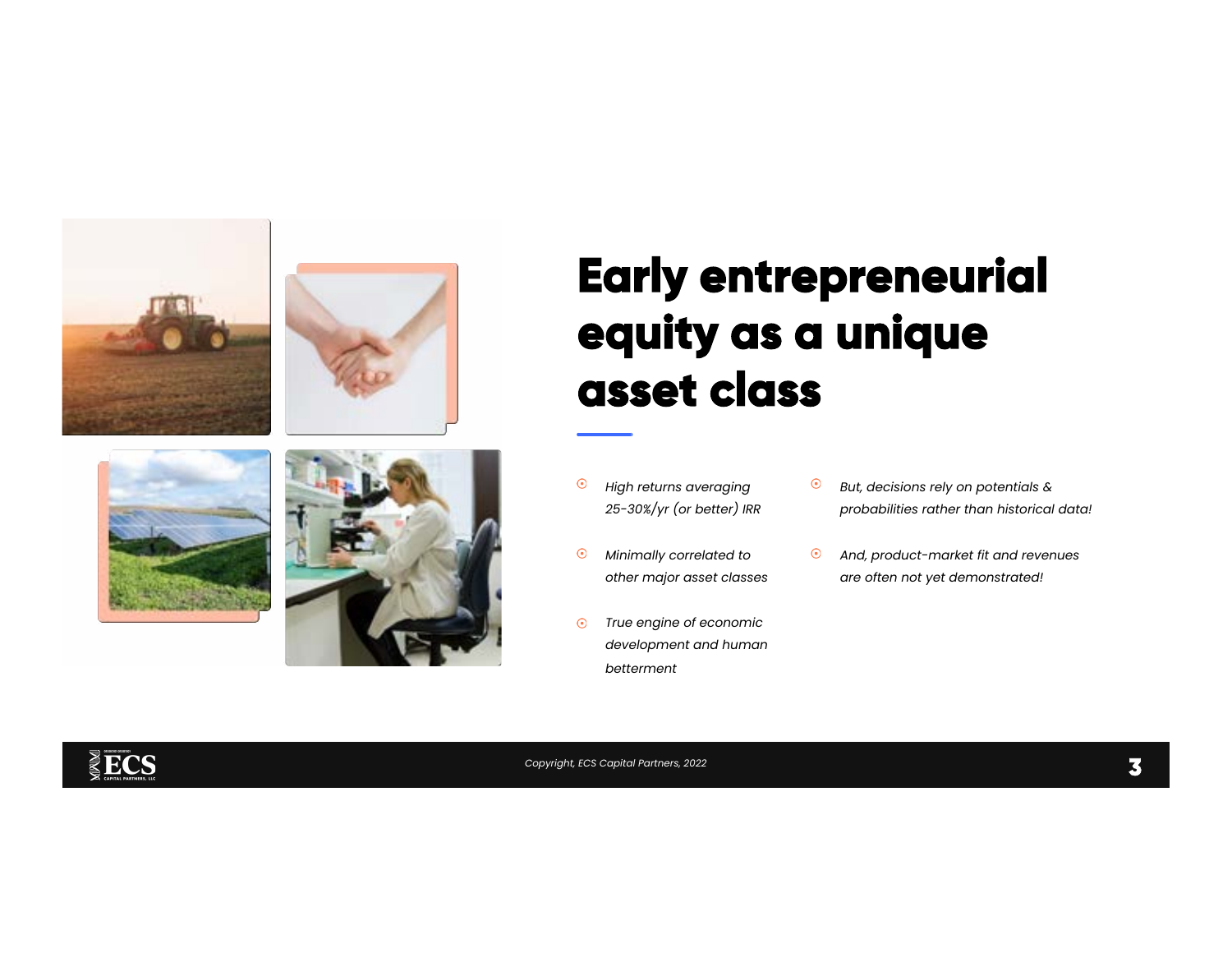# Early entrepreneurial equity as a unique asset class

- *High returns averaging 25-30%/yr (or better) IRR*
- *Minimally correlated to other major asset classes*
- *True engine of economic development and human betterment*
- *But, decisions rely on potentials & probabilities rather than historical data!*
- *And, product-market fit and revenues are often not yet demonstrated!*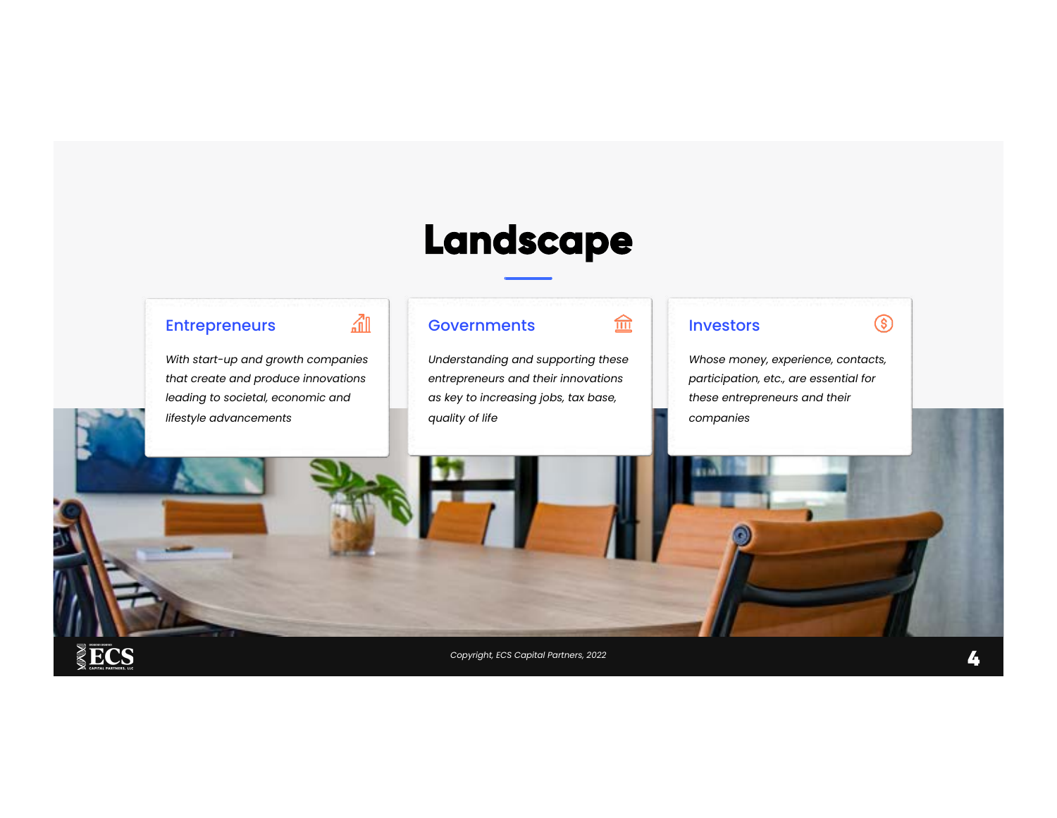# Landscape

### Entrepreneurs

*With start-up and growth companies that create and produce innovations leading to societal, economic and lifestyle advancements*

### Governments

*Understanding and supporting these entrepreneurs and their innovations as key to increasing jobs, tax base, quality of life*

### Investors

*Whose money, experience, contacts, participation, etc., are essential for these entrepreneurs and their companies*

*Copyright, ECS Capital Partners, 2022*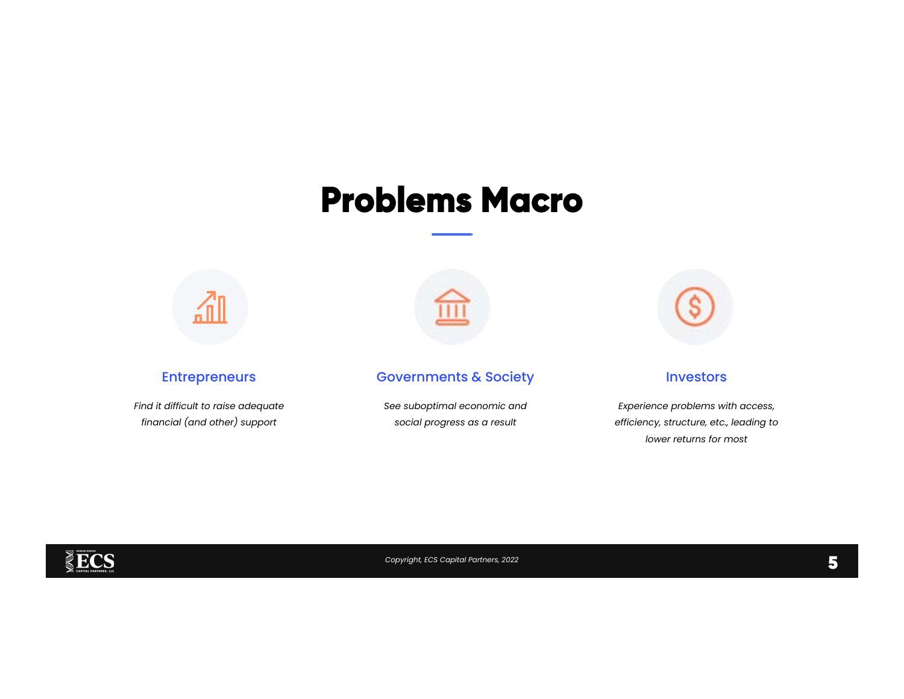# Problems Macro

### Entrepreneurs

*Find it difficult to raise adequate financial (and other) support*

### Governments & Society

*See suboptimal economic and social progress as a result*

### Investors

*Experience problems with access, efficiency, structure, etc., leading to lower returns for most*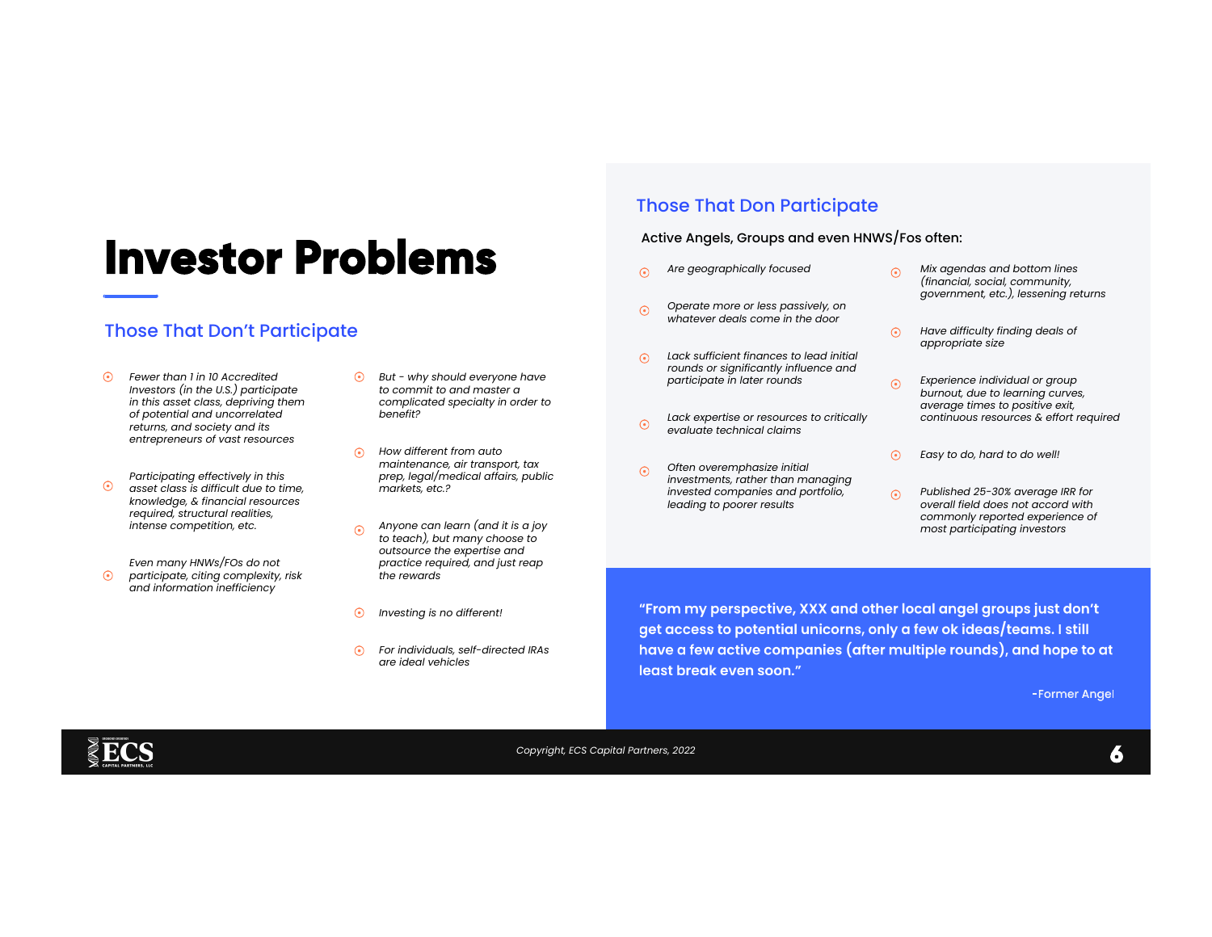# Investor Problems

## Those That Don't Participate

- *Fewer than 1 in 10 Accredited Investors (in the U.S.) participate in this asset class, depriving them of potential and uncorrelated returns, and society and its entrepreneurs of vast resources*
- *Participating effectively in this asset class is difficult due to time, knowledge, & financial resources required, structural realities, intense competition, etc.*
- *Even many HNWs/FOs do not participate, citing complexity, risk and information inefficiency*
- *But - why should everyone have to commit to and master a complicated specialty in order to benefit?*
- *How different from auto maintenance, air transport, tax prep, legal/medical affairs, public markets, etc.?*
- *Anyone can learn (and it is a joy to teach), but many choose to outsource the expertise and practice required, and just reap the rewards*
- *Investing is no different!*
- *For individuals, self-directed IRAs are ideal vehicles*

## Those That Don Participate

Active Angels, Groups and even HNWS/Fos often:

- *Are geographically focused*
- *Operate more or less passively, on whatever deals come in the door*
- *Lack sufficient finances to lead initial rounds or significantly influence and participate in later rounds*
- *Lack expertise or resources to critically evaluate technical claims*
- *Often overemphasize initial investments, rather than managing invested companies and portfolio, leading to poorer results*
- *Mix agendas and bottom lines (financial, social, community, government, etc.), lessening returns*
- *Have difficulty finding deals of appropriate size*
- *Experience individual or group burnout, due to learning curves, average times to positive exit, continuous resources & effort required*
- *Easy to do, hard to do well!*
- *Published 25-30% average IRR for overall field does not accord with commonly reported experience of most participating investors*

**"From my perspective, XXX and other local angel groups just don't get access to potential unicorns, only a few ok ideas/teams. I still have a few active companies (after multiple rounds), and hope to at least break even soon."**

-Former Angel

Copyright, ECS Capital Partners, 2022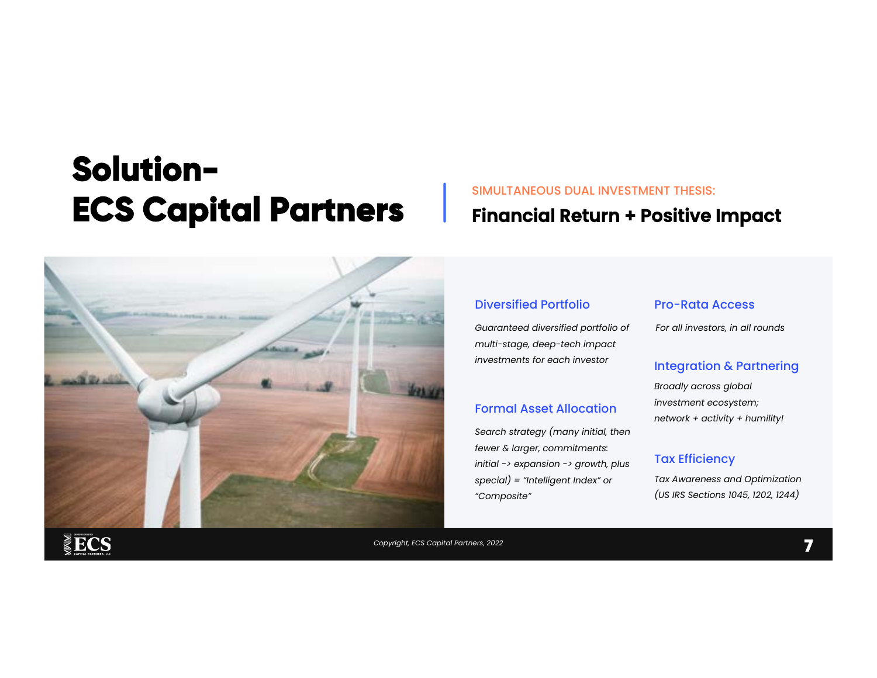# Solution- ECS Capital Partners

SIMULTANEOUS DUAL INVESTMENT THESIS:

## Financial Return + Positive Impact

### Diversified Portfolio

*Guaranteed diversified portfolio of multi-stage, deep-tech impact investments for each investor*

### Formal Asset Allocation

*Search strategy (many initial, then fewer & larger, commitments: initial -> expansion -> growth, plus special) = "Intelligent Index" or "Composite"*

### Pro-Rata Access

*For all investors, in all rounds*

### Integration & Partnering

*Broadly across global investment ecosystem; network + activity + humility!*

### Tax Efficiency

*Tax Awareness and Optimization (US IRS Sections 1045, 1202, 1244)*

*Copyright, ECS Capital Partners, 2022*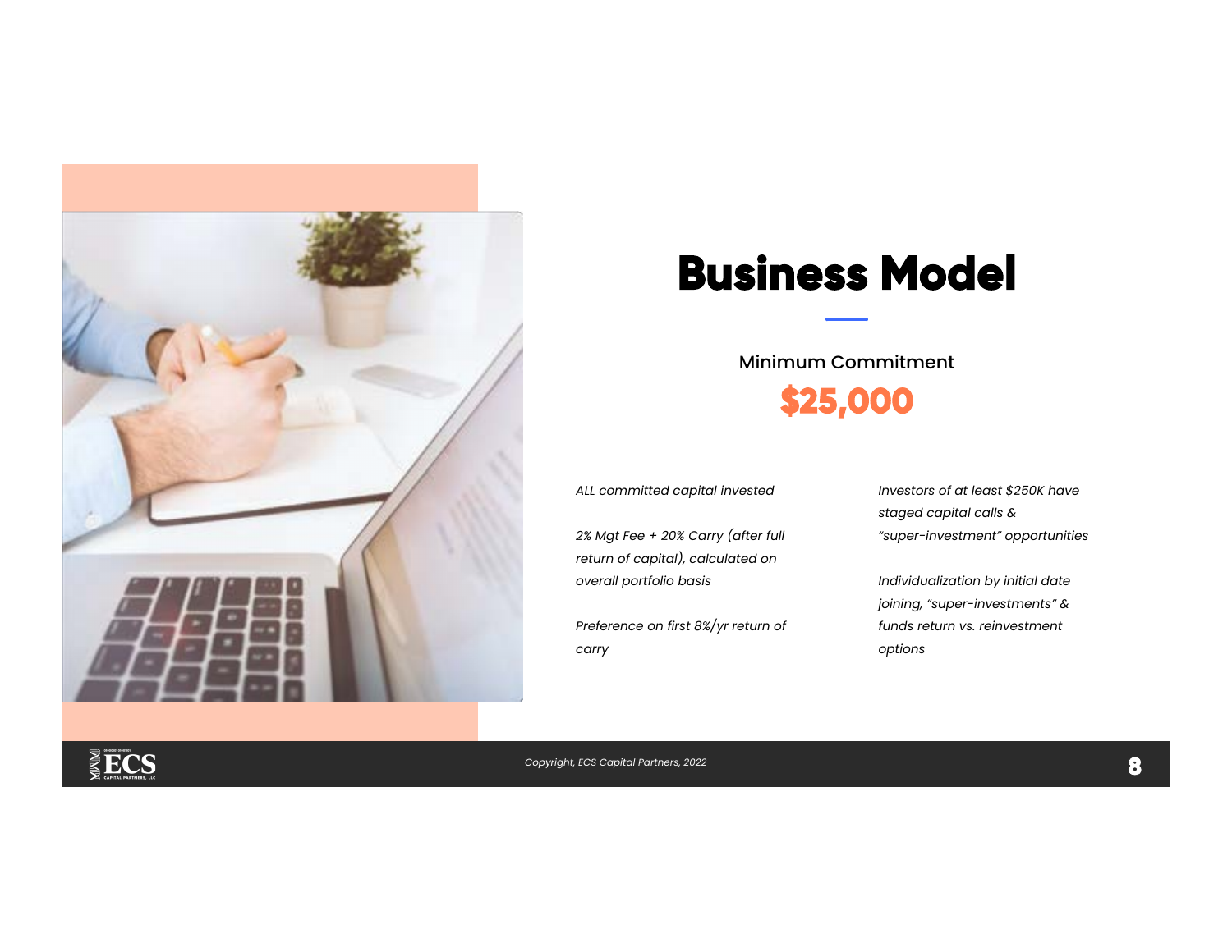# Business Model

Minimum Commitment

**$25,000**

*ALL committed capital invested*

*2% Mgt Fee + 20% Carry (after full return of capital), calculated on overall portfolio basis*

*Preference on first 8%/yr return of carry*

*Investors of at least $250K have staged capital calls & "super-investment" opportunities*

*Individualization by initial date joining, "super-investments" & funds return vs. reinvestment options*

*Copyright, ECS Capital Partners, 2022*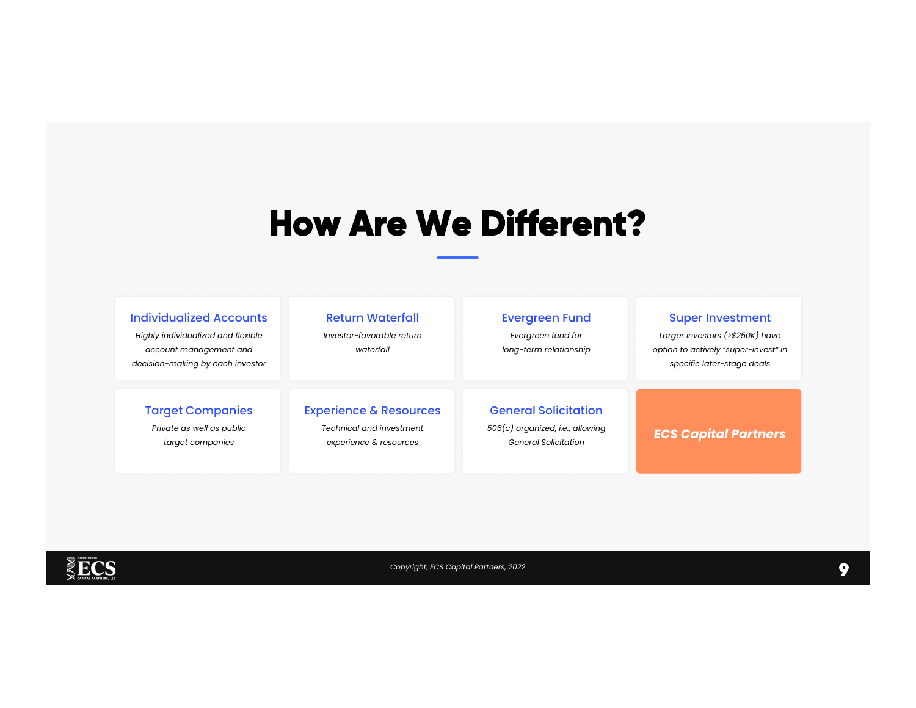# How Are We Different?

### Individualized Accounts

*Highly individualized and flexible account management and decision-making by each investor*

### Return Waterfall

*Investor-favorable return waterfall*

### Evergreen Fund

*Evergreen fund for long-term relationship*

### Super Investment

*Larger investors (>$250K) have option to actively "super-invest" in specific later-stage deals*

### Target Companies

*Private as well as public target companies*

### Experience & Resources

*Technical and investment experience & resources*

### General Solicitation

*506(c) organized, i.e., allowing General Solicitation*

***ECS Capital Partners***

*Copyright, ECS Capital Partners, 2022*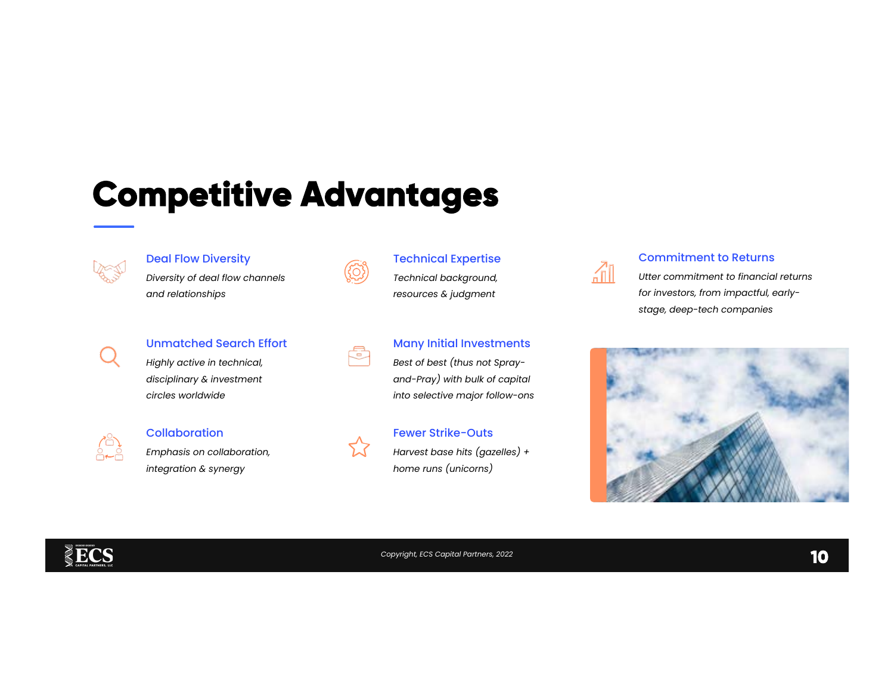# Competitive Advantages

### Deal Flow Diversity

*Diversity of deal flow channels and relationships*

### Technical Expertise

*Technical background, resources & judgment*

### Commitment to Returns

*Utter commitment to financial returns for investors, from impactful, early-stage, deep-tech companies*

### Unmatched Search Effort

*Highly active in technical, disciplinary & investment circles worldwide*

### Many Initial Investments

*Best of best (thus not Spray-and-Pray) with bulk of capital into selective major follow-ons*

### Collaboration

*Emphasis on collaboration, integration & synergy*

### Fewer Strike-Outs

*Harvest base hits (gazelles) + home runs (unicorns)*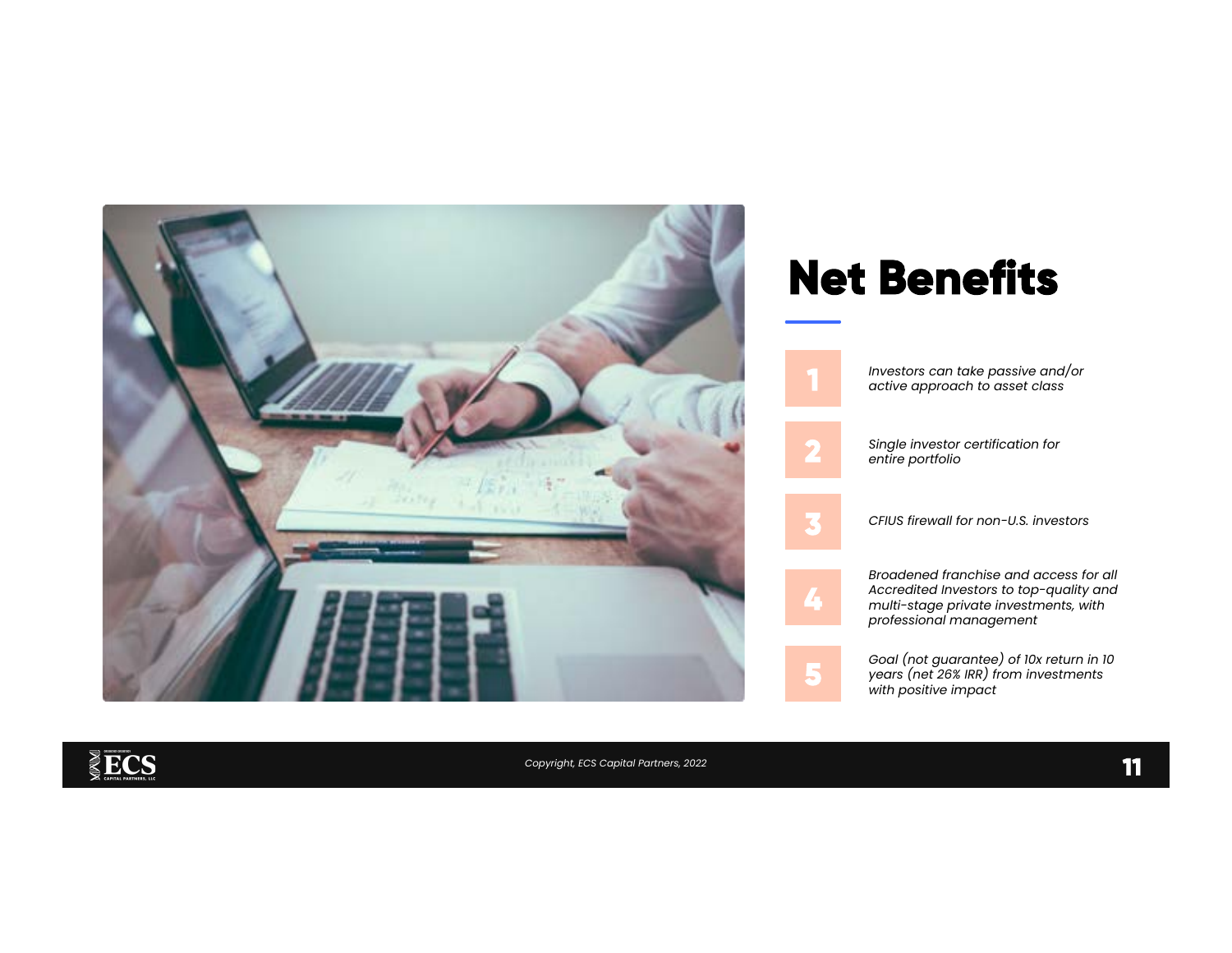# Net Benefits

1. *Investors can take passive and/or active approach to asset class*
2. *Single investor certification for entire portfolio*
3. *CFIUS firewall for non-U.S. investors*
4. *Broadened franchise and access for all Accredited Investors to top-quality and multi-stage private investments, with professional management*
5. *Goal (not guarantee) of 10x return in 10 years (net 26% IRR) from investments with positive impact*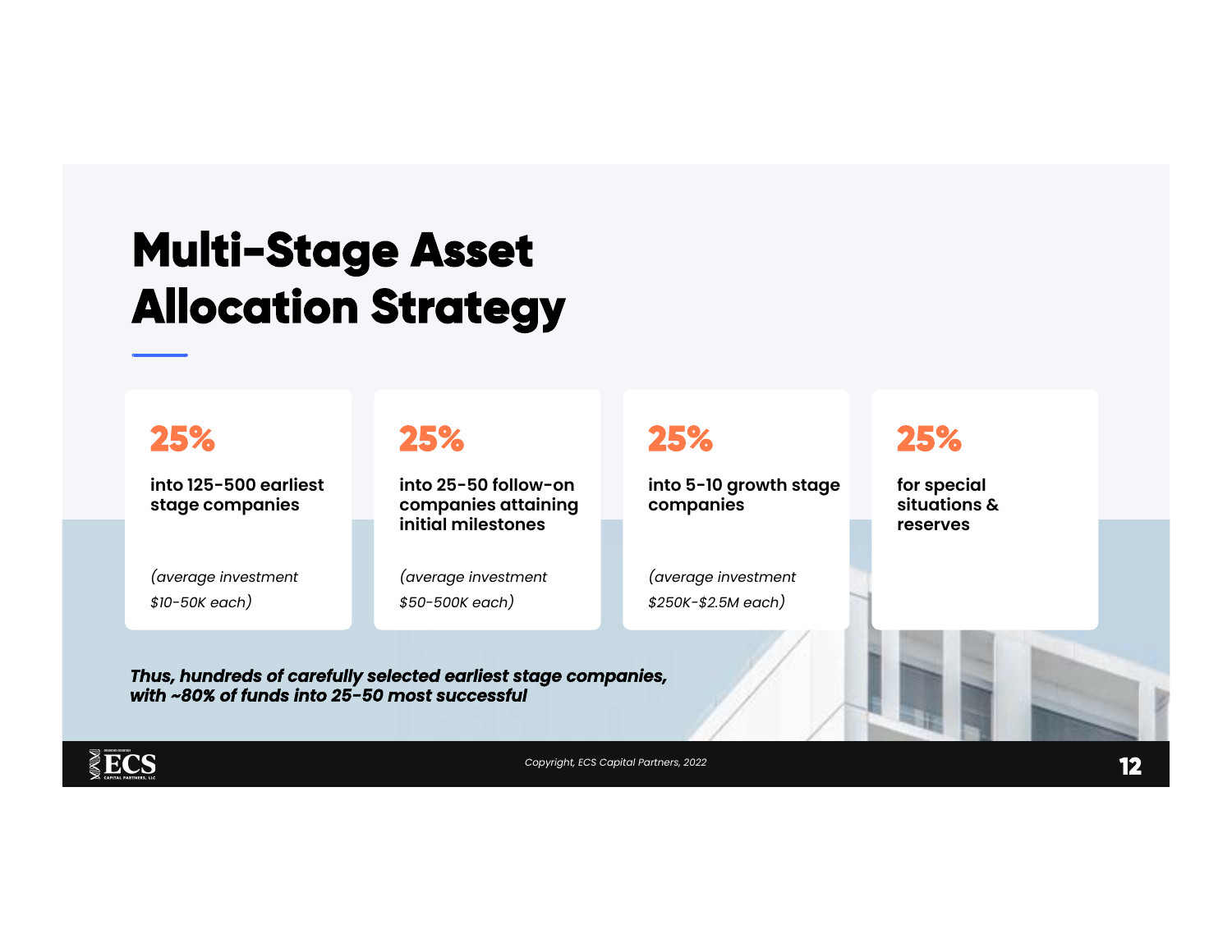# Multi-Stage Asset Allocation Strategy

**25%**

**into 125-500 earliest stage companies**

*(average investment $10-50K each)*

**25%**

**into 25-50 follow-on companies attaining initial milestones**

*(average investment $50-500K each)*

**25%**

**into 5-10 growth stage companies**

*(average investment $250K-$2.5M each)*

**25%**

**for special situations & reserves**

***Thus, hundreds of carefully selected earliest stage companies, with ~80% of funds into 25-50 most successful***

*Copyright, ECS Capital Partners, 2022*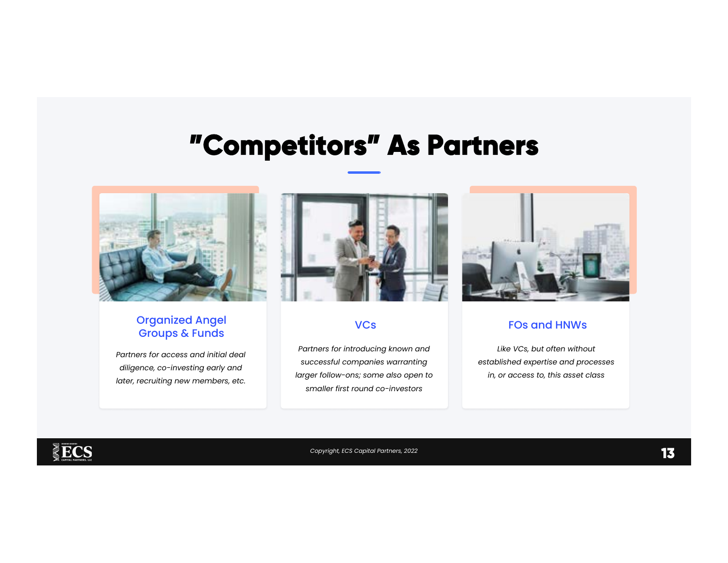# "Competitors" As Partners

### Organized Angel Groups & Funds

*Partners for access and initial deal diligence, co-investing early and later, recruiting new members, etc.*

### VCs

*Partners for introducing known and successful companies warranting larger follow-ons; some also open to smaller first round co-investors*

### FOs and HNWs

*Like VCs, but often without established expertise and processes in, or access to, this asset class*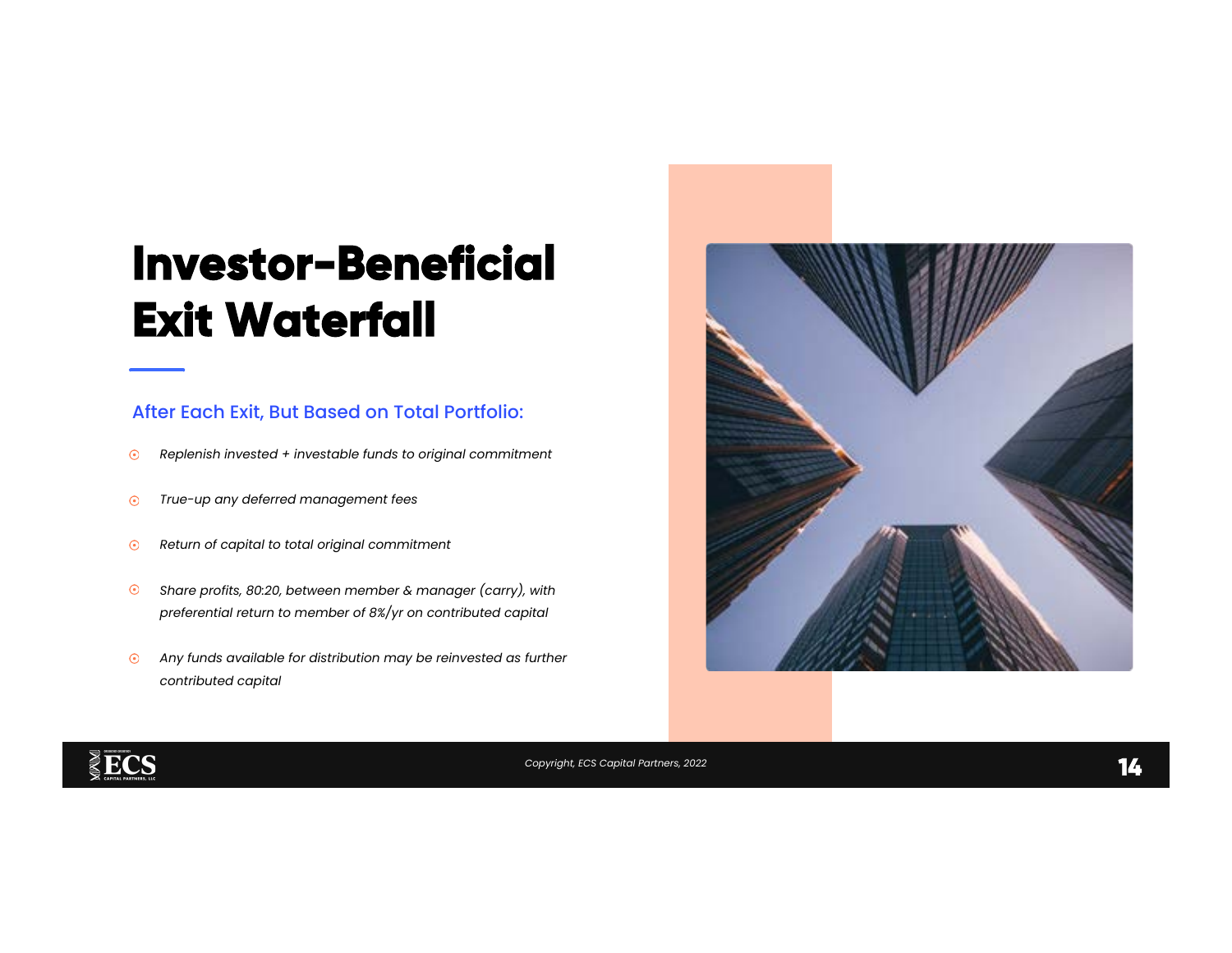# Investor-Beneficial Exit Waterfall

## After Each Exit, But Based on Total Portfolio:

- *Replenish invested + investable funds to original commitment*
- *True-up any deferred management fees*
- *Return of capital to total original commitment*
- *Share profits, 80:20, between member & manager (carry), with preferential return to member of 8%/yr on contributed capital*
- *Any funds available for distribution may be reinvested as further contributed capital*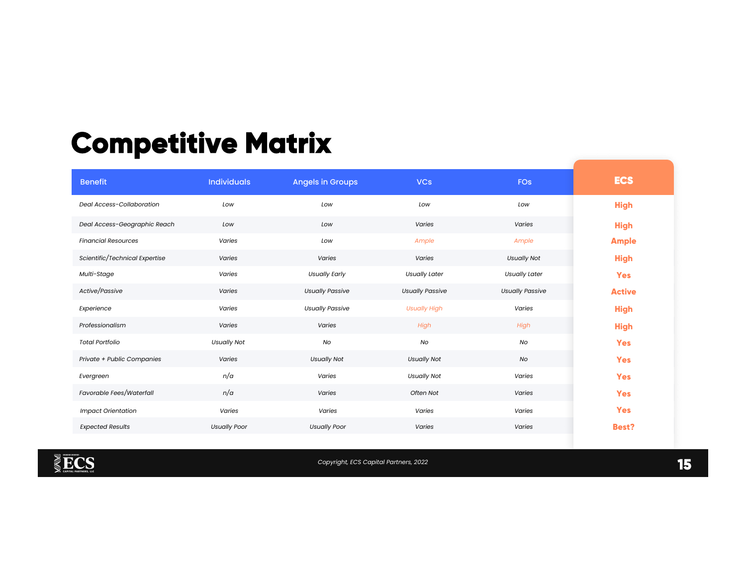# Competitive Matrix

| Benefit | Individuals | Angels in Groups | VCs | FOs | ECS |
|---|---|---|---|---|---|
| *Deal Access-Collaboration* | *Low* | *Low* | *Low* | *Low* | **High** |
| *Deal Access-Geographic Reach* | *Low* | *Low* | *Varies* | *Varies* | **High** |
| *Financial Resources* | *Varies* | *Low* | *Ample* | *Ample* | **Ample** |
| *Scientific/Technical Expertise* | *Varies* | *Varies* | *Varies* | *Usually Not* | **High** |
| *Multi-Stage* | *Varies* | *Usually Early* | *Usually Later* | *Usually Later* | **Yes** |
| *Active/Passive* | *Varies* | *Usually Passive* | *Usually Passive* | *Usually Passive* | **Active** |
| *Experience* | *Varies* | *Usually Passive* | *Usually High* | *Varies* | **High** |
| *Professionalism* | *Varies* | *Varies* | *High* | *High* | **High** |
| *Total Portfolio* | *Usually Not* | *No* | *No* | *No* | **Yes** |
| *Private + Public Companies* | *Varies* | *Usually Not* | *Usually Not* | *No* | **Yes** |
| *Evergreen* | *n/a* | *Varies* | *Usually Not* | *Varies* | **Yes** |
| *Favorable Fees/Waterfall* | *n/a* | *Varies* | *Often Not* | *Varies* | **Yes** |
| *Impact Orientation* | *Varies* | *Varies* | *Varies* | *Varies* | **Yes** |
| *Expected Results* | *Usually Poor* | *Usually Poor* | *Varies* | *Varies* | **Best?** |

*Copyright, ECS Capital Partners, 2022*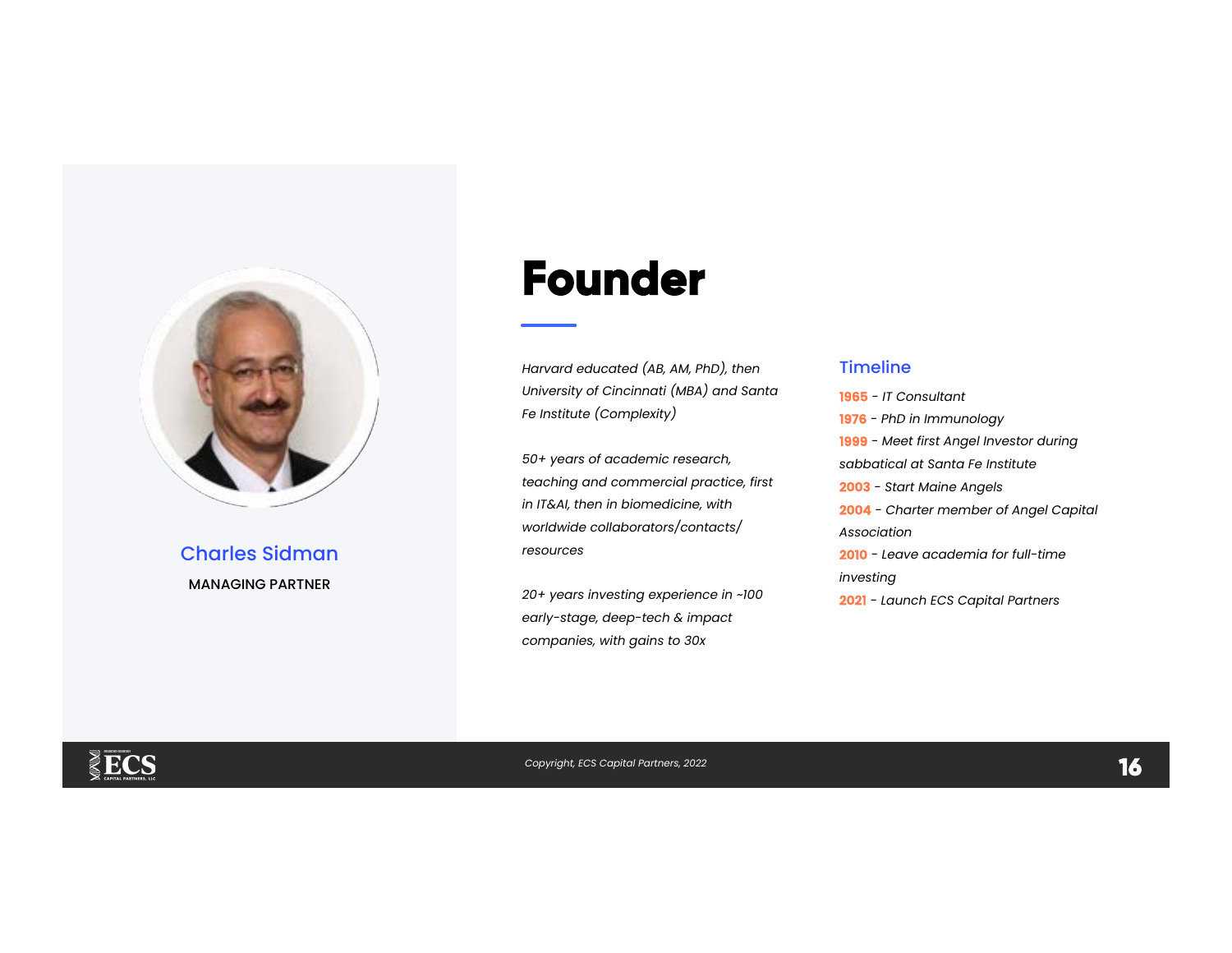# Founder

**Charles Sidman**

MANAGING PARTNER

*Harvard educated (AB, AM, PhD), then University of Cincinnati (MBA) and Santa Fe Institute (Complexity)*

*50+ years of academic research, teaching and commercial practice, first in IT&AI, then in biomedicine, with worldwide collaborators/contacts/resources*

*20+ years investing experience in ~100 early-stage, deep-tech & impact companies, with gains to 30x*

## Timeline

**1965** - *IT Consultant*

**1976** - *PhD in Immunology*

**1999** - *Meet first Angel Investor during sabbatical at Santa Fe Institute*

**2003** - *Start Maine Angels*

**2004** - *Charter member of Angel Capital Association*

**2010** - *Leave academia for full-time investing*

**2021** - *Launch ECS Capital Partners*

*Copyright, ECS Capital Partners, 2022*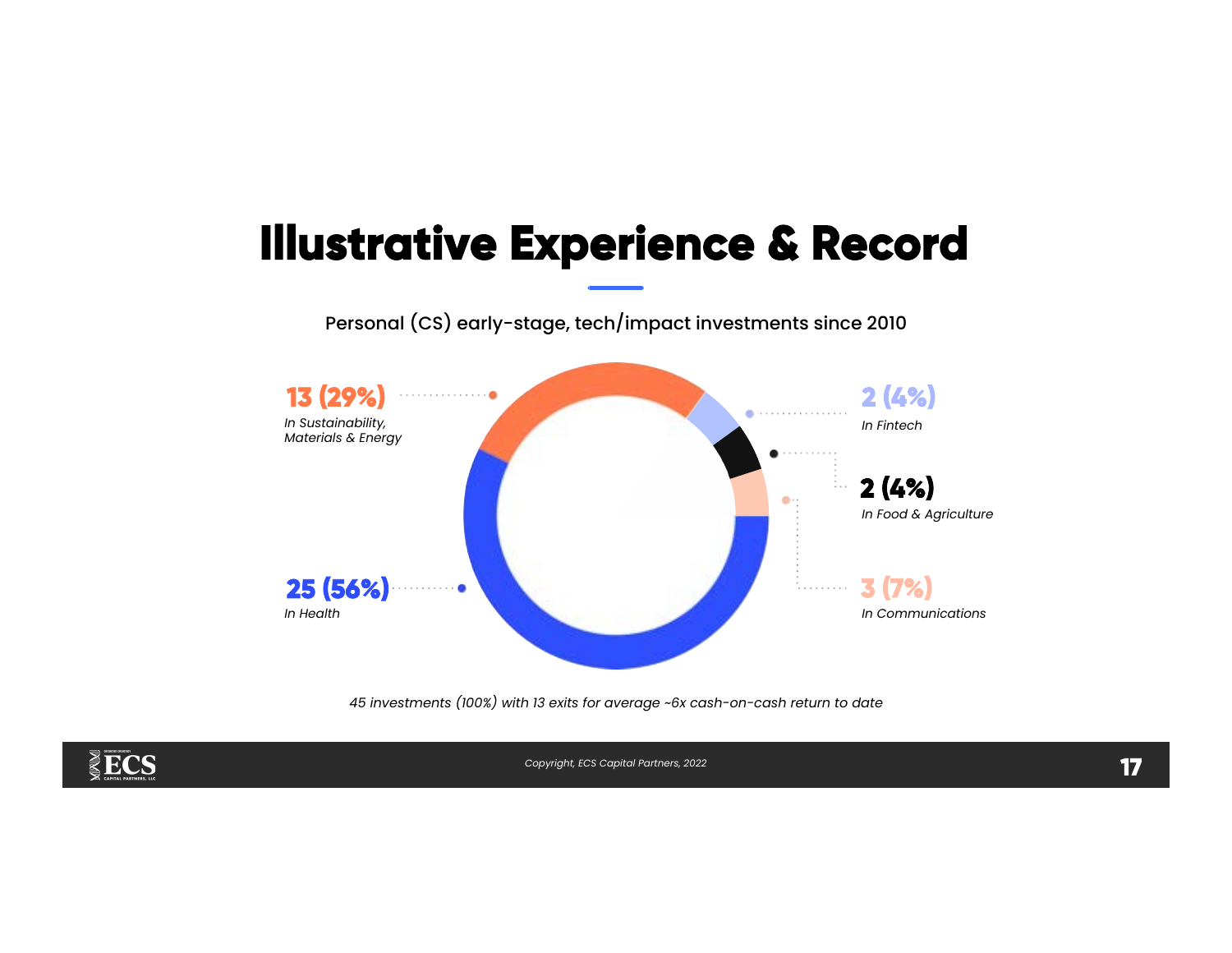# Illustrative Experience & Record

Personal (CS) early-stage, tech/impact investments since 2010

**13 (29%)**
*In Sustainability, Materials & Energy*

**2 (4%)**
*In Fintech*

**2 (4%)**
*In Food & Agriculture*

**25 (56%)**
*In Health*

**3 (7%)**
*In Communications*

*45 investments (100%) with 13 exits for average ~6x cash-on-cash return to date*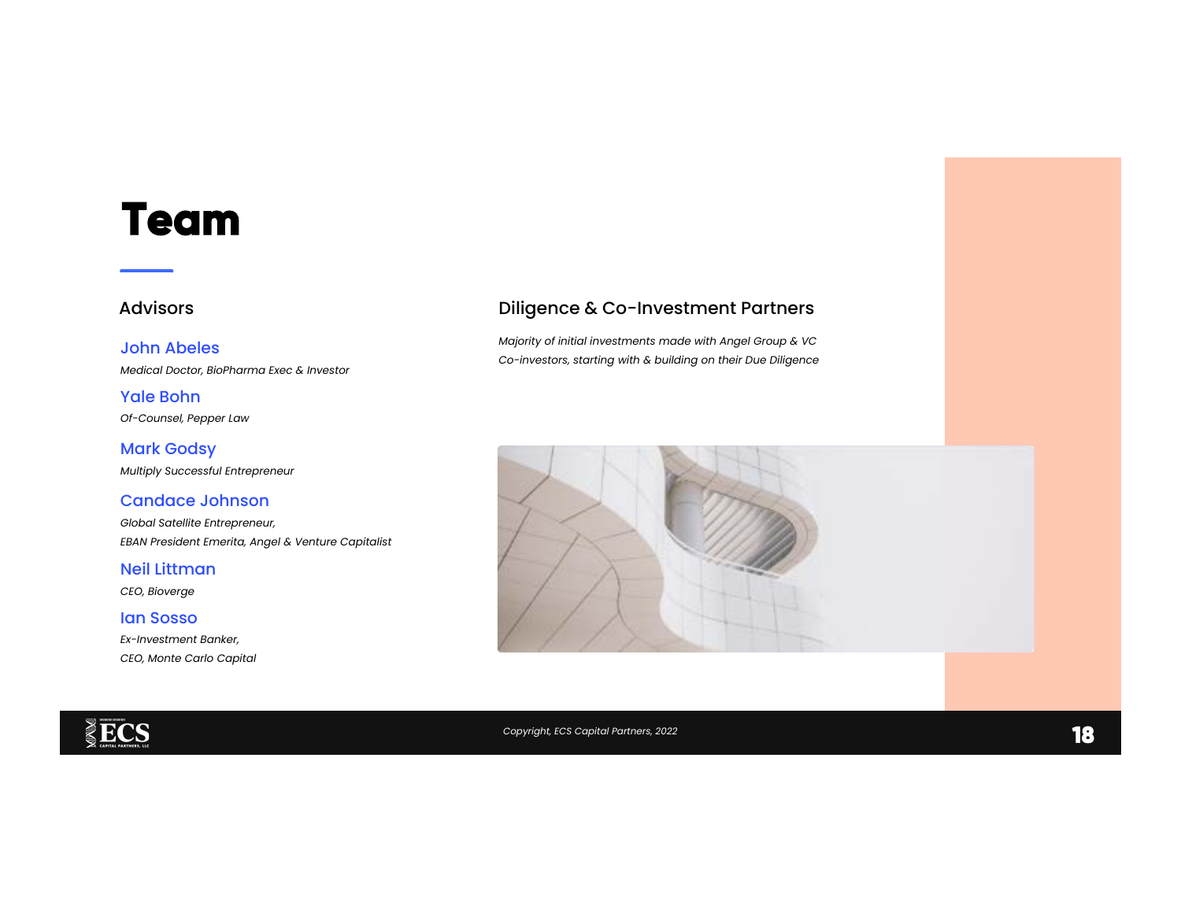# Team

## Advisors

**John Abeles**

*Medical Doctor, BioPharma Exec & Investor*

**Yale Bohn**

*Of-Counsel, Pepper Law*

**Mark Godsy**

*Multiply Successful Entrepreneur*

**Candace Johnson**

*Global Satellite Entrepreneur,*
*EBAN President Emerita, Angel & Venture Capitalist*

**Neil Littman**

*CEO, Bioverge*

**Ian Sosso**

*Ex-Investment Banker,*
*CEO, Monte Carlo Capital*

## Diligence & Co-Investment Partners

*Majority of initial investments made with Angel Group & VC Co-investors, starting with & building on their Due Diligence*

Copyright, ECS Capital Partners, 2022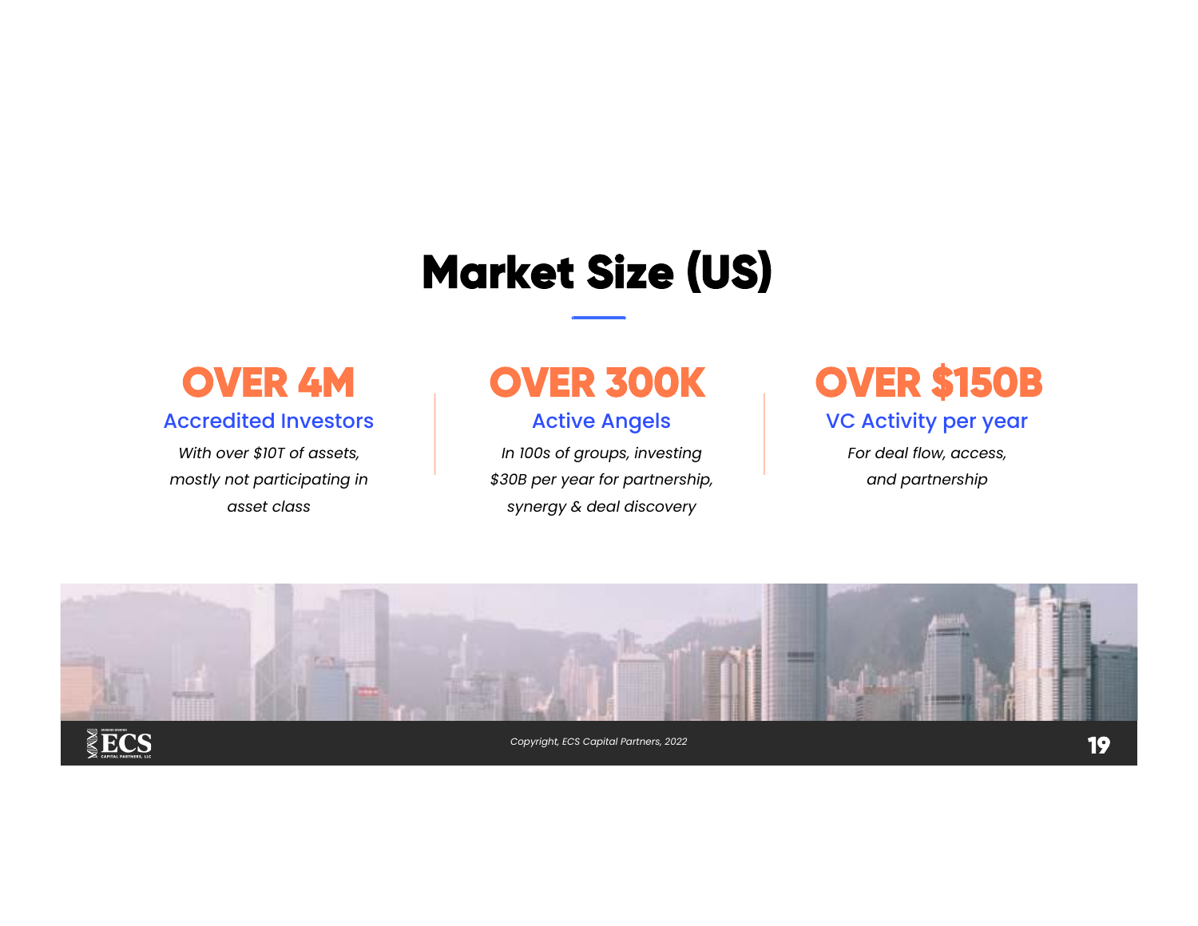# Market Size (US)

## OVER 4M

**Accredited Investors**

*With over $10T of assets, mostly not participating in asset class*

## OVER 300K

**Active Angels**

*In 100s of groups, investing $30B per year for partnership, synergy & deal discovery*

## OVER $150B

**VC Activity per year**

*For deal flow, access, and partnership*

Copyright, ECS Capital Partners, 2022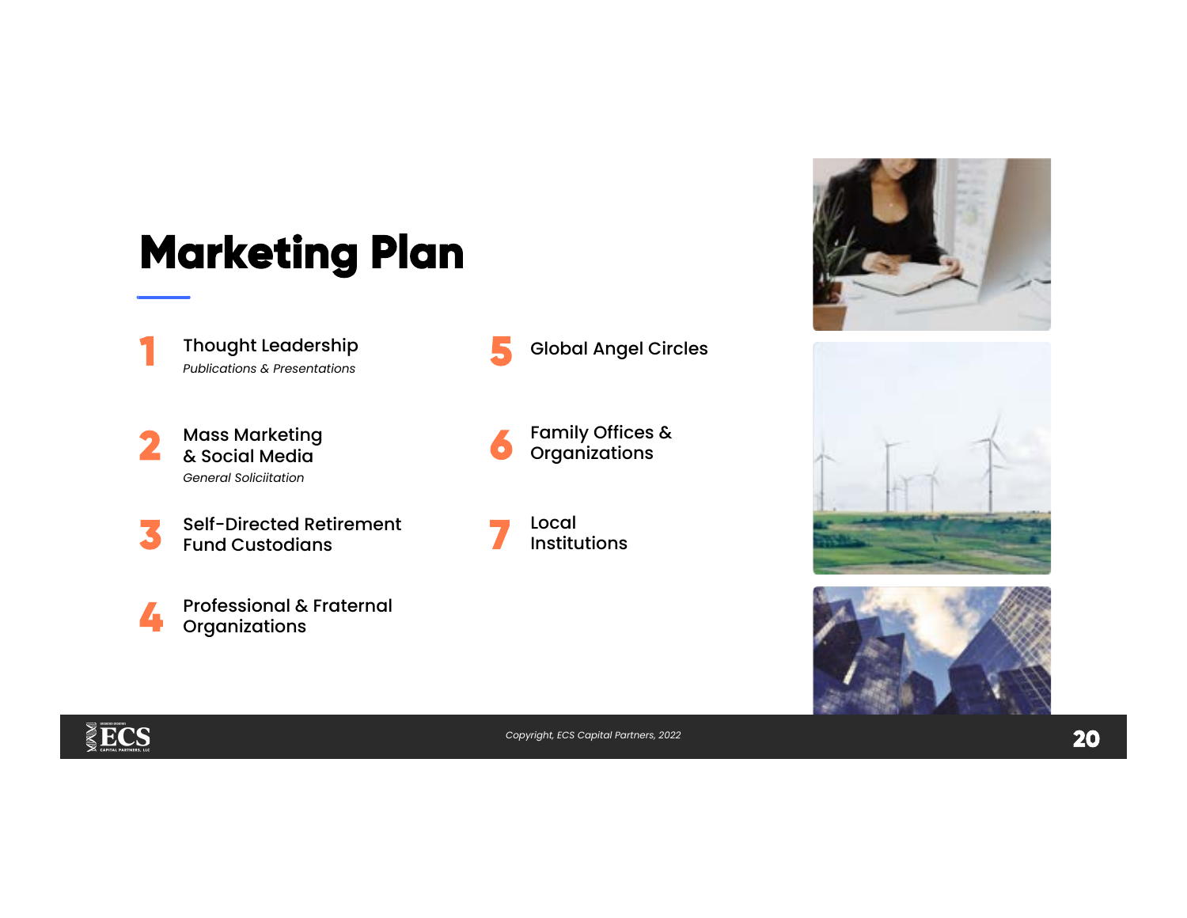# Marketing Plan

1. **Thought Leadership**
   *Publications & Presentations*

2. **Mass Marketing & Social Media**
   *General Soliciitation*

3. **Self-Directed Retirement Fund Custodians**

4. **Professional & Fraternal Organizations**

5. **Global Angel Circles**

6. **Family Offices & Organizations**

7. **Local Institutions**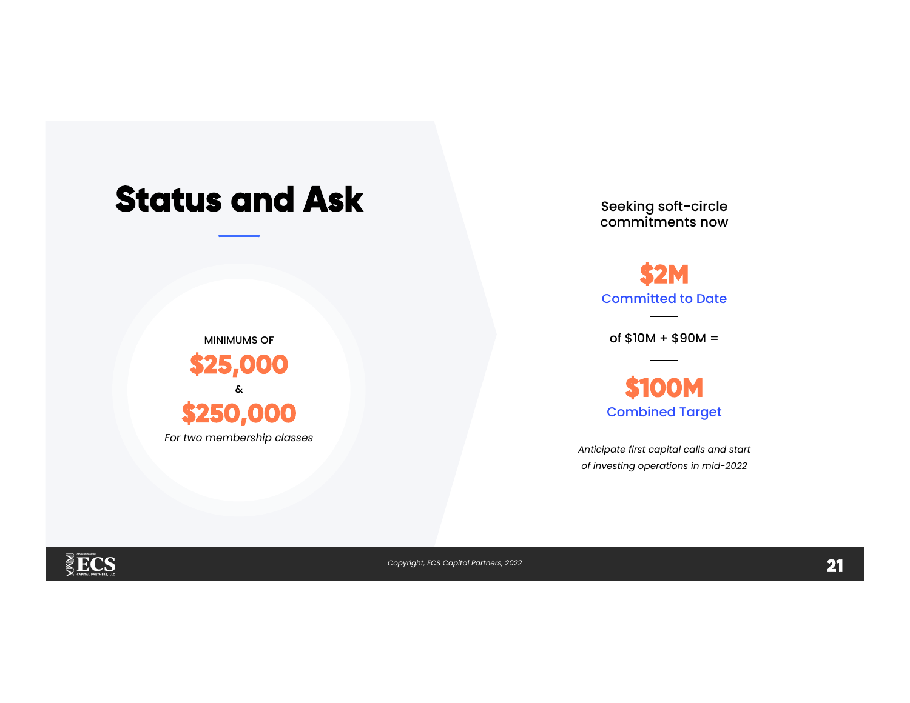# Status and Ask

MINIMUMS OF

**$25,000**

&

**$250,000**

*For two membership classes*

Seeking soft-circle commitments now

**$2M**

Committed to Date

of $10M + $90M =

**$100M**

Combined Target

*Anticipate first capital calls and start of investing operations in mid-2022*

*Copyright, ECS Capital Partners, 2022*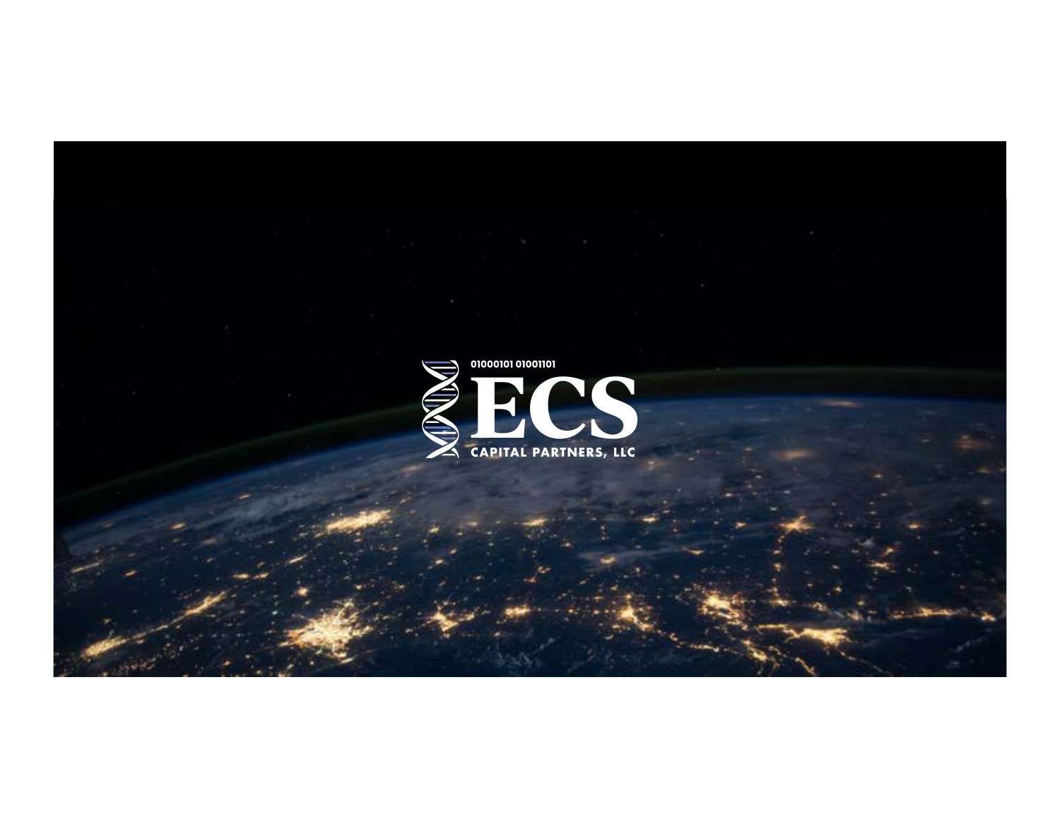01000101 01001101

ECS

CAPITAL PARTNERS, LLC